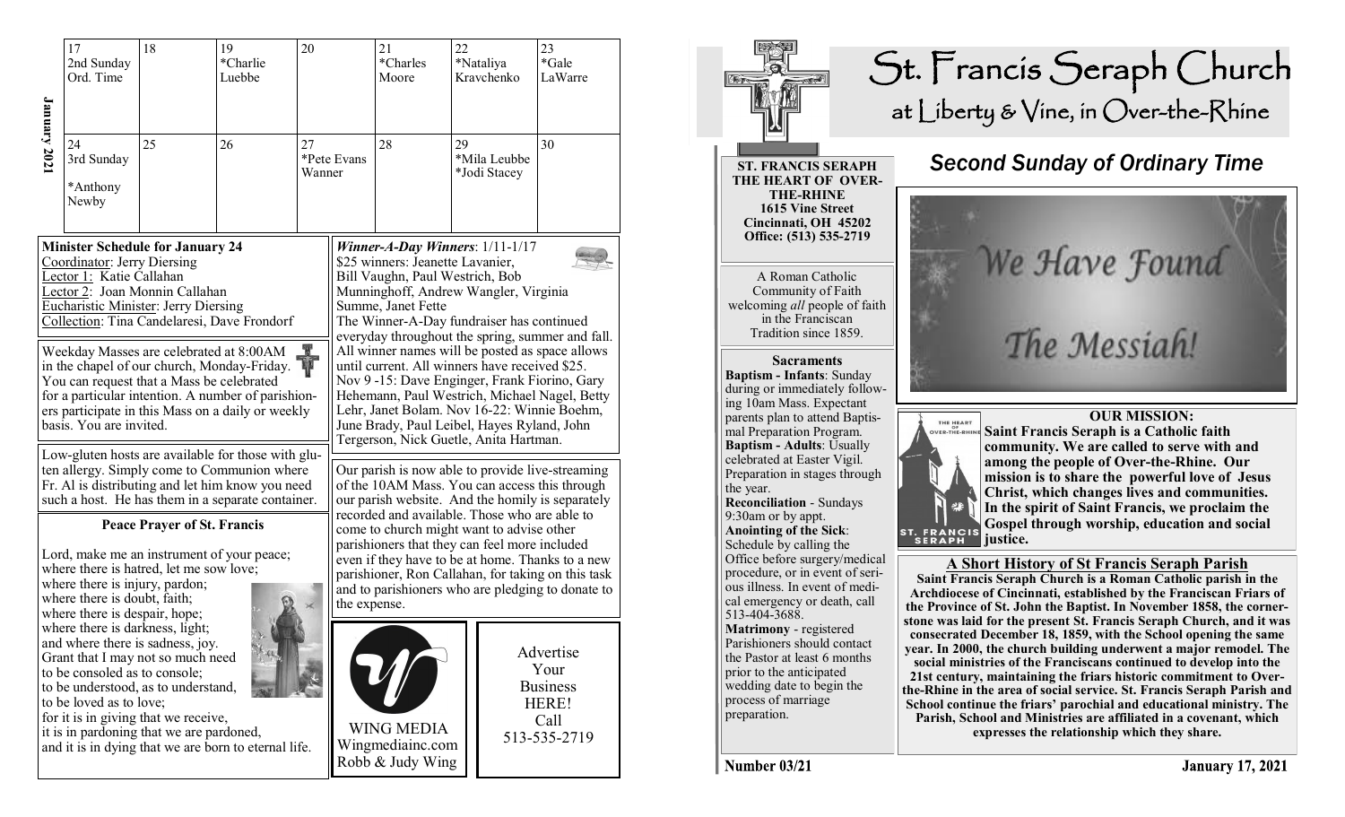## January 2021

| 17 | 18 | 19 | 20 | 21 | 22 | 23 |
|---|---|---|---|---|---|---|
| 2nd Sunday Ord. Time | | *Charlie Luebbe | | *Charles Moore | *Nataliya Kravchenko | *Gale LaWarre |
| 24 | 25 | 26 | 27 | 28 | 29 | 30 |
| 3rd Sunday *Anthony Newby | | | *Pete Evans Wanner | | *Mila Leubbe *Jodi Stacey | |

**Minister Schedule for January 24**

Coordinator: Jerry Diersing
Lector 1: Katie Callahan
Lector 2: Joan Monnin Callahan
Eucharistic Minister: Jerry Diersing
Collection: Tina Candelaresi, Dave Frondorf

Weekday Masses are celebrated at 8:00AM in the chapel of our church, Monday-Friday. You can request that a Mass be celebrated for a particular intention. A number of parishioners participate in this Mass on a daily or weekly basis. You are invited.

Low-gluten hosts are available for those with gluten allergy. Simply come to Communion where Fr. Al is distributing and let him know you need such a host. He has them in a separate container.

### Peace Prayer of St. Francis

Lord, make me an instrument of your peace;
where there is hatred, let me sow love;
where there is injury, pardon;
where there is doubt, faith;
where there is despair, hope;
where there is darkness, light;
and where there is sadness, joy.
Grant that I may not so much need
to be consoled as to console;
to be understood, as to understand,
to be loved as to love;
for it is in giving that we receive,
it is in pardoning that we are pardoned,
and it is in dying that we are born to eternal life.

***Winner-A-Day Winners***: 1/11-1/17
$25 winners: Jeanette Lavanier, Bill Vaughn, Paul Westrich, Bob Munninghoff, Andrew Wangler, Virginia Summe, Janet Fette
The Winner-A-Day fundraiser has continued everyday throughout the spring, summer and fall. All winner names will be posted as space allows until current. All winners have received $25. Nov 9 -15: Dave Enginger, Frank Fiorino, Gary Hehemann, Paul Westrich, Michael Nagel, Betty Lehr, Janet Bolam. Nov 16-22: Winnie Boehm, June Brady, Paul Leibel, Hayes Ryland, John Tergerson, Nick Guetle, Anita Hartman.

Our parish is now able to provide live-streaming of the 10AM Mass. You can access this through our parish website. And the homily is separately recorded and available. Those who are able to come to church might want to advise other parishioners that they can feel more included even if they have to be at home. Thanks to a new parishioner, Ron Callahan, for taking on this task and to parishioners who are pledging to donate to the expense.

WING MEDIA
Wingmediainc.com
Robb & Judy Wing

Advertise Your Business HERE!
Call 513-535-2719

# St. Francis Seraph Church
## at Liberty & Vine, in Over-the-Rhine

**ST. FRANCIS SERAPH THE HEART OF OVER-THE-RHINE**
**1615 Vine Street**
**Cincinnati, OH 45202**
**Office: (513) 535-2719**

A Roman Catholic Community of Faith welcoming *all* people of faith in the Franciscan Tradition since 1859.

**Sacraments**

**Baptism - Infants**: Sunday during or immediately following 10am Mass. Expectant parents plan to attend Baptismal Preparation Program.
**Baptism - Adults**: Usually celebrated at Easter Vigil. Preparation in stages through the year.
**Reconciliation** - Sundays 9:30am or by appt.
**Anointing of the Sick**: Schedule by calling the Office before surgery/medical procedure, or in event of serious illness. In event of medical emergency or death, call 513-404-3688.
**Matrimony** - registered Parishioners should contact the Pastor at least 6 months prior to the anticipated wedding date to begin the process of marriage preparation.

## *Second Sunday of Ordinary Time*

We Have Found The Messiah!

**OUR MISSION:**

**Saint Francis Seraph is a Catholic faith community. We are called to serve with and among the people of Over-the-Rhine. Our mission is to share the powerful love of Jesus Christ, which changes lives and communities. In the spirit of Saint Francis, we proclaim the Gospel through worship, education and social justice.**

**A Short History of St Francis Seraph Parish**

**Saint Francis Seraph Church is a Roman Catholic parish in the Archdiocese of Cincinnati, established by the Franciscan Friars of the Province of St. John the Baptist. In November 1858, the cornerstone was laid for the present St. Francis Seraph Church, and it was consecrated December 18, 1859, with the School opening the same year. In 2000, the church building underwent a major remodel. The social ministries of the Franciscans continued to develop into the 21st century, maintaining the friars historic commitment to Over-the-Rhine in the area of social service. St. Francis Seraph Parish and School continue the friars' parochial and educational ministry. The Parish, School and Ministries are affiliated in a covenant, which expresses the relationship which they share.**

Number 03/21 — January 17, 2021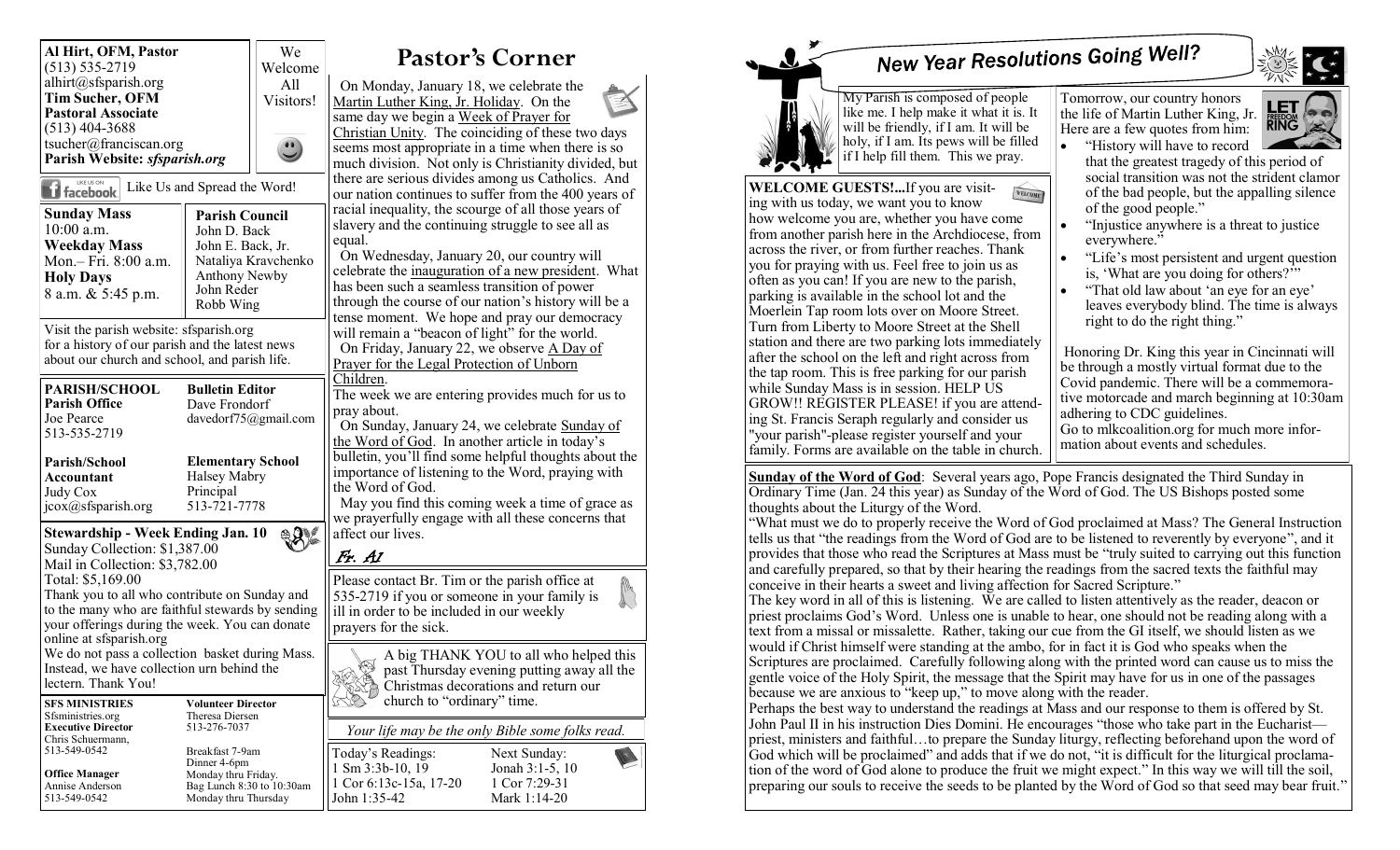**Al Hirt, OFM, Pastor**
(513) 535-2719
alhirt@sfsparish.org
**Tim Sucher, OFM**
**Pastoral Associate**
(513) 404-3688
tsucher@franciscan.org
**Parish Website: *sfsparish.org***

We Welcome All Visitors!

Like Us and Spread the Word!

**Sunday Mass**
10:00 a.m.
**Weekday Mass**
Mon.– Fri. 8:00 a.m.
**Holy Days**
8 a.m. & 5:45 p.m.

**Parish Council**
John D. Back
John E. Back, Jr.
Nataliya Kravchenko
Anthony Newby
John Reder
Robb Wing

Visit the parish website: sfsparish.org for a history of our parish and the latest news about our church and school, and parish life.

**PARISH/SCHOOL**
**Parish Office**
Joe Pearce
513-535-2719

**Bulletin Editor**
Dave Frondorf
davedorf75@gmail.com

**Parish/School Accountant**
Judy Cox
jcox@sfsparish.org

**Elementary School**
Halsey Mabry
Principal
513-721-7778

**Stewardship - Week Ending Jan. 10**
Sunday Collection: $1,387.00
Mail in Collection: $3,782.00
Total: $5,169.00
Thank you to all who contribute on Sunday and to the many who are faithful stewards by sending your offerings during the week. You can donate online at sfsparish.org
We do not pass a collection basket during Mass. Instead, we have collection urn behind the lectern. Thank You!

**SFS MINISTRIES**
Sfsministries.org
**Executive Director**
Chris Schuermann,
513-549-0542

**Office Manager**
Annise Anderson
513-549-0542

**Volunteer Director**
Theresa Diersen
513-276-7037

Breakfast 7-9am
Dinner 4-6pm
Monday thru Friday.
Bag Lunch 8:30 to 10:30am
Monday thru Thursday

# Pastor's Corner

On Monday, January 18, we celebrate the Martin Luther King, Jr. Holiday. On the same day we begin a Week of Prayer for Christian Unity. The coinciding of these two days seems most appropriate in a time when there is so much division. Not only is Christianity divided, but there are serious divides among us Catholics. And our nation continues to suffer from the 400 years of racial inequality, the scourge of all those years of slavery and the continuing struggle to see all as equal.

On Wednesday, January 20, our country will celebrate the inauguration of a new president. What has been such a seamless transition of power through the course of our nation's history will be a tense moment. We hope and pray our democracy will remain a "beacon of light" for the world.

On Friday, January 22, we observe A Day of Prayer for the Legal Protection of Unborn Children.

The week we are entering provides much for us to pray about.

On Sunday, January 24, we celebrate Sunday of the Word of God. In another article in today's bulletin, you'll find some helpful thoughts about the importance of listening to the Word, praying with the Word of God.

May you find this coming week a time of grace as we prayerfully engage with all these concerns that affect our lives.

*Fr. Al*

Please contact Br. Tim or the parish office at 535-2719 if you or someone in your family is ill in order to be included in our weekly prayers for the sick.

A big THANK YOU to all who helped this past Thursday evening putting away all the Christmas decorations and return our church to "ordinary" time.

*Your life may be the only Bible some folks read.*

Today's Readings:
1 Sm 3:3b-10, 19
1 Cor 6:13c-15a, 17-20
John 1:35-42

Next Sunday:
Jonah 3:1-5, 10
1 Cor 7:29-31
Mark 1:14-20

## New Year Resolutions Going Well?

My Parish is composed of people like me. I help make it what it is. It will be friendly, if I am. It will be holy, if I am. Its pews will be filled if I help fill them. This we pray.

**WELCOME GUESTS!...**If you are visiting with us today, we want you to know how welcome you are, whether you have come from another parish here in the Archdiocese, from across the river, or from further reaches. Thank you for praying with us. Feel free to join us as often as you can! If you are new to the parish, parking is available in the school lot and the Moerlein Tap room lots over on Moore Street. Turn from Liberty to Moore Street at the Shell station and there are two parking lots immediately after the school on the left and right across from the tap room. This is free parking for our parish while Sunday Mass is in session. HELP US GROW!! REGISTER PLEASE! if you are attending St. Francis Seraph regularly and consider us "your parish"-please register yourself and your family. Forms are available on the table in church.

Tomorrow, our country honors the life of Martin Luther King, Jr. Here are a few quotes from him:

- "History will have to record that the greatest tragedy of this period of social transition was not the strident clamor of the bad people, but the appalling silence of the good people."
- "Injustice anywhere is a threat to justice everywhere."
- "Life's most persistent and urgent question is, 'What are you doing for others?'"
- "That old law about 'an eye for an eye' leaves everybody blind. The time is always right to do the right thing."

Honoring Dr. King this year in Cincinnati will be through a mostly virtual format due to the Covid pandemic. There will be a commemorative motorcade and march beginning at 10:30am adhering to CDC guidelines.
Go to mlkcoalition.org for much more information about events and schedules.

**Sunday of the Word of God**: Several years ago, Pope Francis designated the Third Sunday in Ordinary Time (Jan. 24 this year) as Sunday of the Word of God. The US Bishops posted some thoughts about the Liturgy of the Word.

"What must we do to properly receive the Word of God proclaimed at Mass? The General Instruction tells us that "the readings from the Word of God are to be listened to reverently by everyone", and it provides that those who read the Scriptures at Mass must be "truly suited to carrying out this function and carefully prepared, so that by their hearing the readings from the sacred texts the faithful may conceive in their hearts a sweet and living affection for Sacred Scripture."

The key word in all of this is listening. We are called to listen attentively as the reader, deacon or priest proclaims God's Word. Unless one is unable to hear, one should not be reading along with a text from a missal or missalette. Rather, taking our cue from the GI itself, we should listen as we would if Christ himself were standing at the ambo, for in fact it is God who speaks when the Scriptures are proclaimed. Carefully following along with the printed word can cause us to miss the gentle voice of the Holy Spirit, the message that the Spirit may have for us in one of the passages because we are anxious to "keep up," to move along with the reader.

Perhaps the best way to understand the readings at Mass and our response to them is offered by St. John Paul II in his instruction Dies Domini. He encourages "those who take part in the Eucharist—priest, ministers and faithful…to prepare the Sunday liturgy, reflecting beforehand upon the word of God which will be proclaimed" and adds that if we do not, "it is difficult for the liturgical proclamation of the word of God alone to produce the fruit we might expect." In this way we will till the soil, preparing our souls to receive the seeds to be planted by the Word of God so that seed may bear fruit."